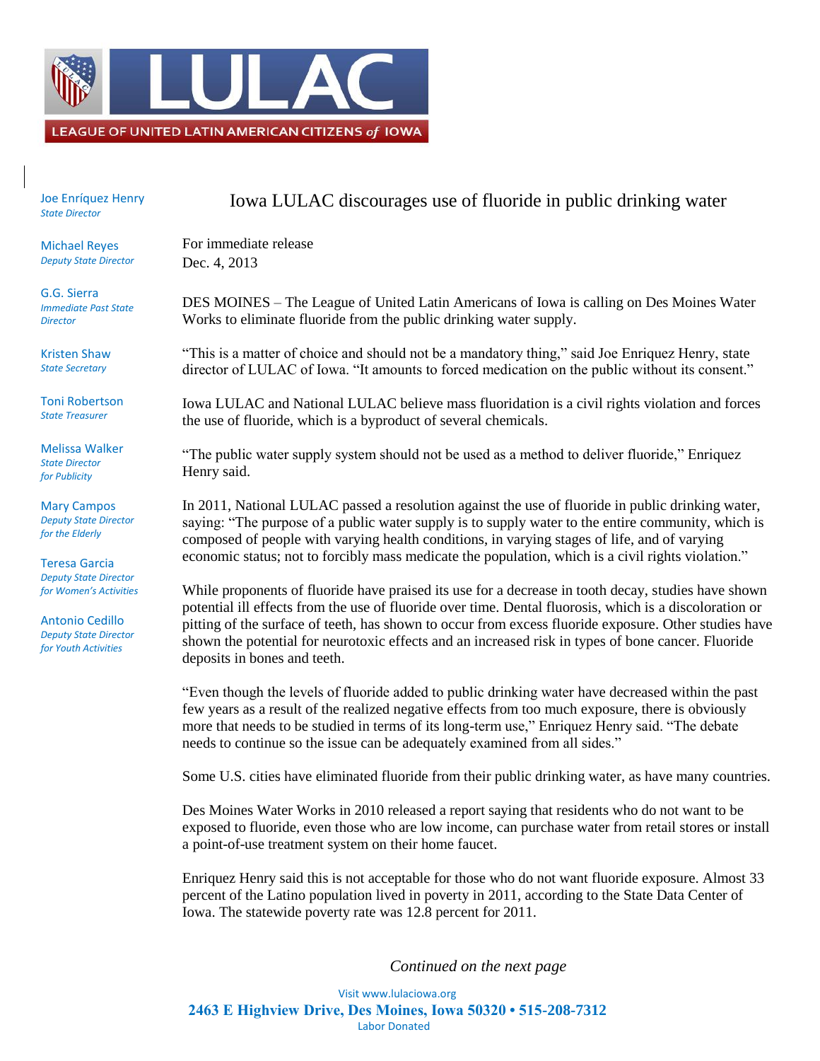LEAGUE OF UNITED LATIN AMERICAN CITIZENS *of* IOWA

Joe Enríquez Henry
*State Director*

Michael Reyes
*Deputy State Director*

G.G. Sierra
*Immediate Past State Director*

Kristen Shaw
*State Secretary*

Toni Robertson
*State Treasurer*

Melissa Walker
*State Director for Publicity*

Mary Campos
*Deputy State Director for the Elderly*

Teresa Garcia
*Deputy State Director for Women's Activities*

Antonio Cedillo
*Deputy State Director for Youth Activities*

# Iowa LULAC discourages use of fluoride in public drinking water

For immediate release
Dec. 4, 2013

DES MOINES – The League of United Latin Americans of Iowa is calling on Des Moines Water Works to eliminate fluoride from the public drinking water supply.

"This is a matter of choice and should not be a mandatory thing," said Joe Enriquez Henry, state director of LULAC of Iowa. "It amounts to forced medication on the public without its consent."

Iowa LULAC and National LULAC believe mass fluoridation is a civil rights violation and forces the use of fluoride, which is a byproduct of several chemicals.

"The public water supply system should not be used as a method to deliver fluoride," Enriquez Henry said.

In 2011, National LULAC passed a resolution against the use of fluoride in public drinking water, saying: "The purpose of a public water supply is to supply water to the entire community, which is composed of people with varying health conditions, in varying stages of life, and of varying economic status; not to forcibly mass medicate the population, which is a civil rights violation."

While proponents of fluoride have praised its use for a decrease in tooth decay, studies have shown potential ill effects from the use of fluoride over time. Dental fluorosis, which is a discoloration or pitting of the surface of teeth, has shown to occur from excess fluoride exposure. Other studies have shown the potential for neurotoxic effects and an increased risk in types of bone cancer. Fluoride deposits in bones and teeth.

"Even though the levels of fluoride added to public drinking water have decreased within the past few years as a result of the realized negative effects from too much exposure, there is obviously more that needs to be studied in terms of its long-term use," Enriquez Henry said. "The debate needs to continue so the issue can be adequately examined from all sides."

Some U.S. cities have eliminated fluoride from their public drinking water, as have many countries.

Des Moines Water Works in 2010 released a report saying that residents who do not want to be exposed to fluoride, even those who are low income, can purchase water from retail stores or install a point-of-use treatment system on their home faucet.

Enriquez Henry said this is not acceptable for those who do not want fluoride exposure. Almost 33 percent of the Latino population lived in poverty in 2011, according to the State Data Center of Iowa. The statewide poverty rate was 12.8 percent for 2011.

*Continued on the next page*

Visit www.lulaciowa.org
**2463 E Highview Drive, Des Moines, Iowa 50320 • 515-208-7312**
Labor Donated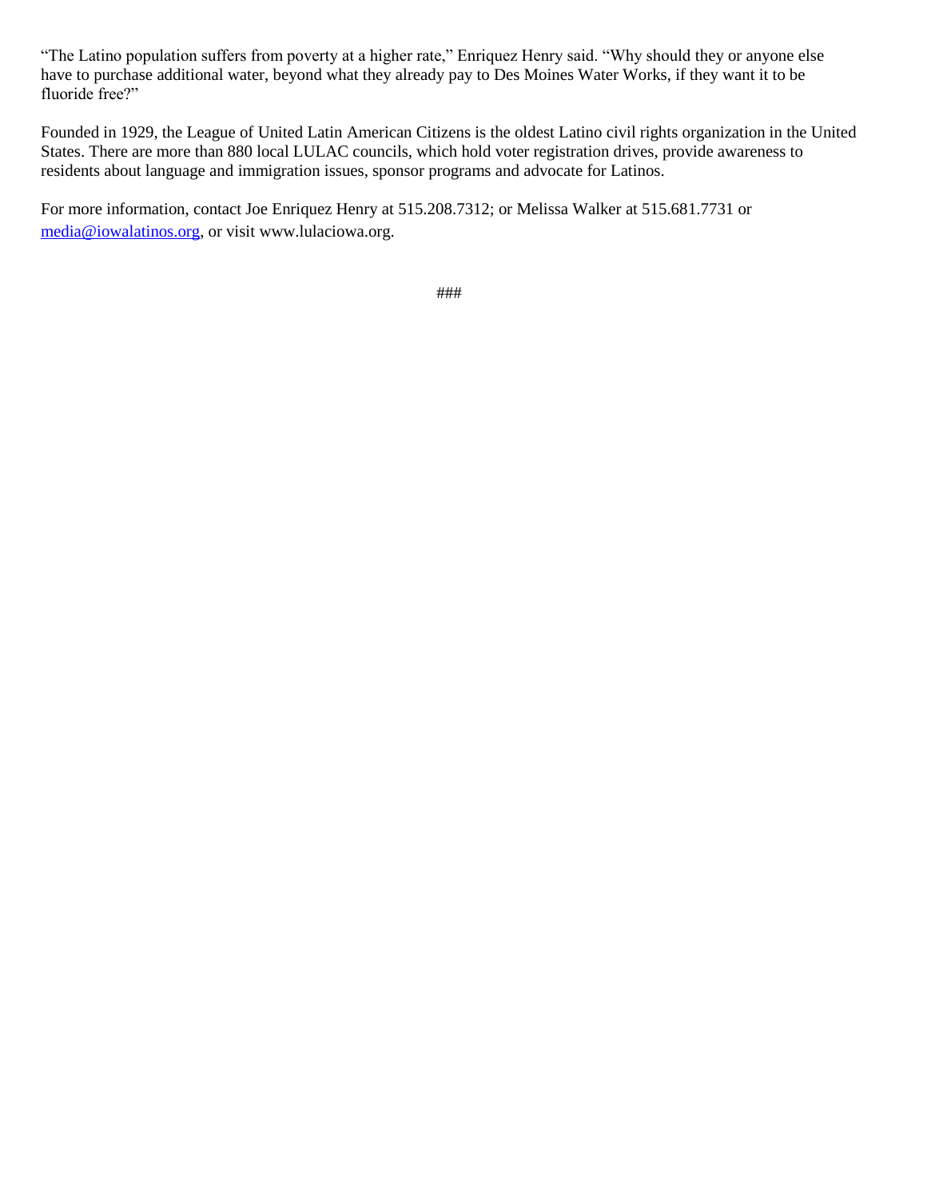"The Latino population suffers from poverty at a higher rate," Enriquez Henry said. "Why should they or anyone else have to purchase additional water, beyond what they already pay to Des Moines Water Works, if they want it to be fluoride free?"

Founded in 1929, the League of United Latin American Citizens is the oldest Latino civil rights organization in the United States. There are more than 880 local LULAC councils, which hold voter registration drives, provide awareness to residents about language and immigration issues, sponsor programs and advocate for Latinos.

For more information, contact Joe Enriquez Henry at 515.208.7312; or Melissa Walker at 515.681.7731 or media@iowalatinos.org, or visit www.lulaciowa.org.

###